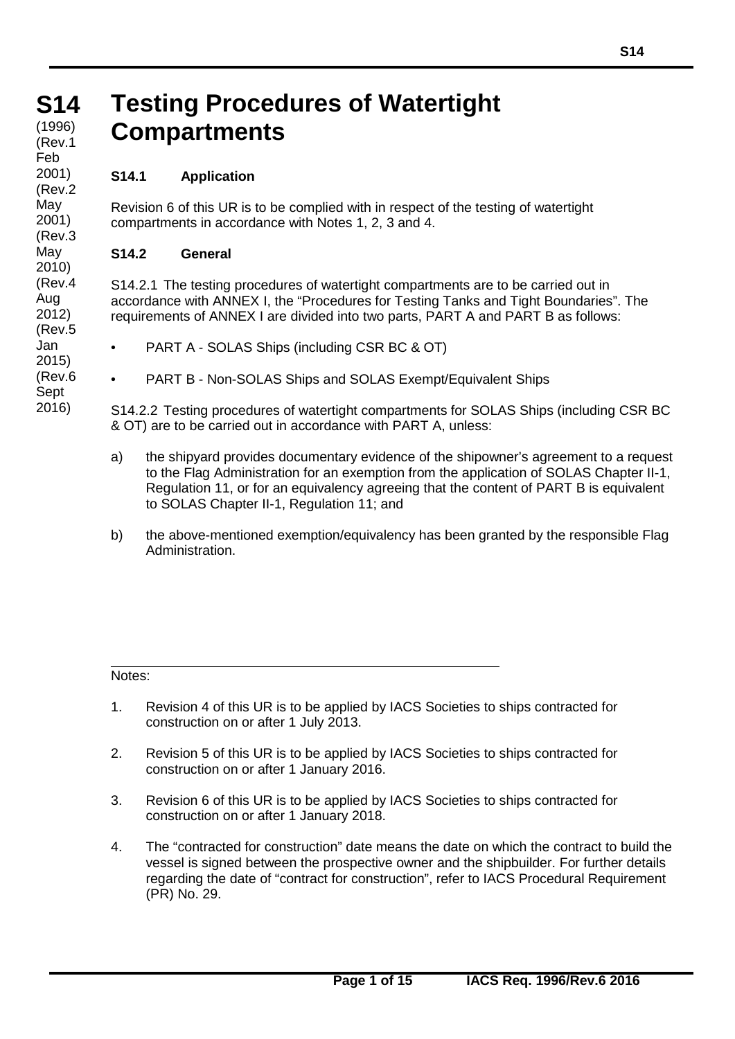# S14 Testing Procedures of Watertight Compartments

(1996)
(Rev.1 Feb 2001)
(Rev.2 May 2001)
(Rev.3 May 2010)
(Rev.4 Aug 2012)
(Rev.5 Jan 2015)
(Rev.6 Sept 2016)

### S14.1 Application

Revision 6 of this UR is to be complied with in respect of the testing of watertight compartments in accordance with Notes 1, 2, 3 and 4.

### S14.2 General

S14.2.1 The testing procedures of watertight compartments are to be carried out in accordance with ANNEX I, the "Procedures for Testing Tanks and Tight Boundaries". The requirements of ANNEX I are divided into two parts, PART A and PART B as follows:

- PART A - SOLAS Ships (including CSR BC & OT)
- PART B - Non-SOLAS Ships and SOLAS Exempt/Equivalent Ships

S14.2.2 Testing procedures of watertight compartments for SOLAS Ships (including CSR BC & OT) are to be carried out in accordance with PART A, unless:

a) the shipyard provides documentary evidence of the shipowner's agreement to a request to the Flag Administration for an exemption from the application of SOLAS Chapter II-1, Regulation 11, or for an equivalency agreeing that the content of PART B is equivalent to SOLAS Chapter II-1, Regulation 11; and

b) the above-mentioned exemption/equivalency has been granted by the responsible Flag Administration.

---

Notes:

1. Revision 4 of this UR is to be applied by IACS Societies to ships contracted for construction on or after 1 July 2013.

2. Revision 5 of this UR is to be applied by IACS Societies to ships contracted for construction on or after 1 January 2016.

3. Revision 6 of this UR is to be applied by IACS Societies to ships contracted for construction on or after 1 January 2018.

4. The "contracted for construction" date means the date on which the contract to build the vessel is signed between the prospective owner and the shipbuilder. For further details regarding the date of "contract for construction", refer to IACS Procedural Requirement (PR) No. 29.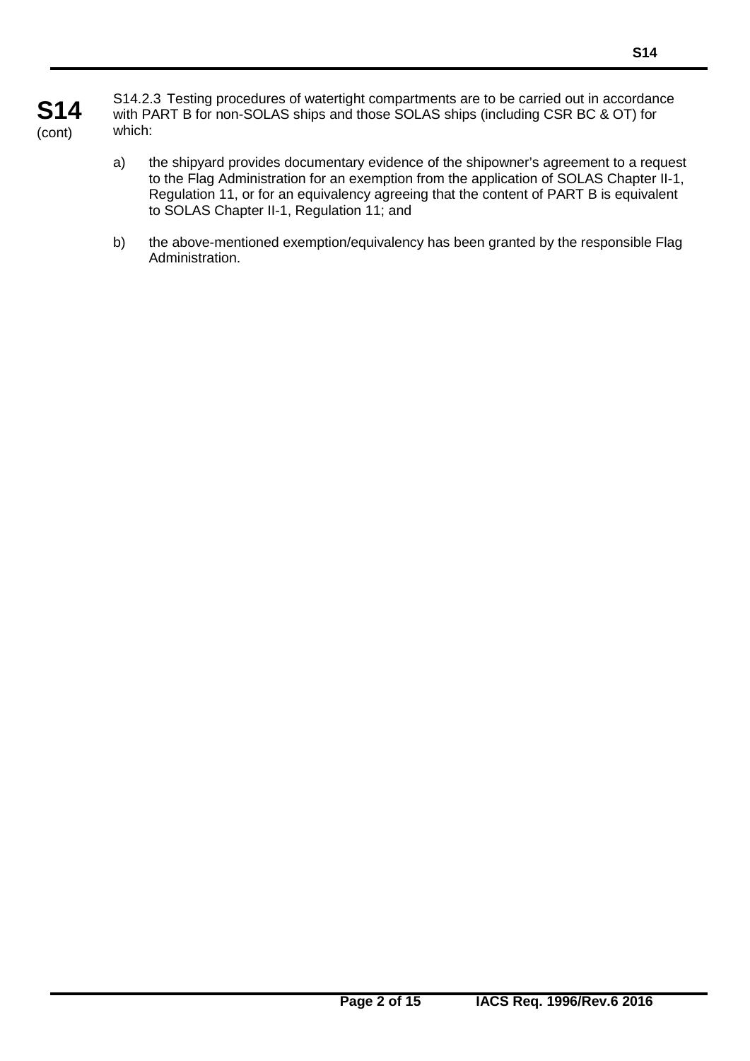S14.2.3 Testing procedures of watertight compartments are to be carried out in accordance with PART B for non-SOLAS ships and those SOLAS ships (including CSR BC & OT) for which:

a) the shipyard provides documentary evidence of the shipowner's agreement to a request to the Flag Administration for an exemption from the application of SOLAS Chapter II-1, Regulation 11, or for an equivalency agreeing that the content of PART B is equivalent to SOLAS Chapter II-1, Regulation 11; and

b) the above-mentioned exemption/equivalency has been granted by the responsible Flag Administration.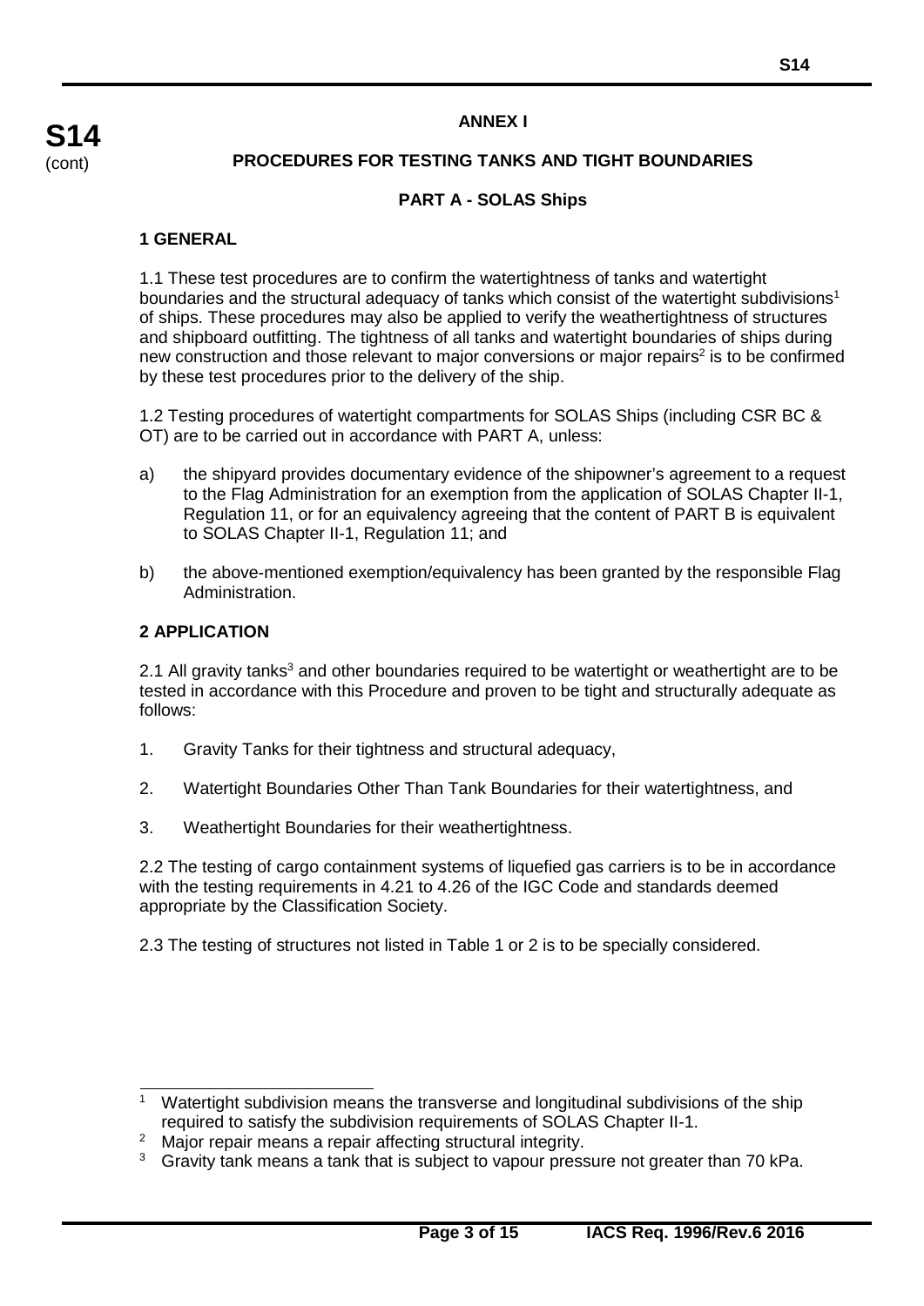# ANNEX I

## PROCEDURES FOR TESTING TANKS AND TIGHT BOUNDARIES

### PART A - SOLAS Ships

**1 GENERAL**

1.1 These test procedures are to confirm the watertightness of tanks and watertight boundaries and the structural adequacy of tanks which consist of the watertight subdivisions[1] of ships. These procedures may also be applied to verify the weathertightness of structures and shipboard outfitting. The tightness of all tanks and watertight boundaries of ships during new construction and those relevant to major conversions or major repairs[2] is to be confirmed by these test procedures prior to the delivery of the ship.

1.2 Testing procedures of watertight compartments for SOLAS Ships (including CSR BC & OT) are to be carried out in accordance with PART A, unless:

a) the shipyard provides documentary evidence of the shipowner's agreement to a request to the Flag Administration for an exemption from the application of SOLAS Chapter II-1, Regulation 11, or for an equivalency agreeing that the content of PART B is equivalent to SOLAS Chapter II-1, Regulation 11; and

b) the above-mentioned exemption/equivalency has been granted by the responsible Flag Administration.

**2 APPLICATION**

2.1 All gravity tanks[3] and other boundaries required to be watertight or weathertight are to be tested in accordance with this Procedure and proven to be tight and structurally adequate as follows:

1. Gravity Tanks for their tightness and structural adequacy,
2. Watertight Boundaries Other Than Tank Boundaries for their watertightness, and
3. Weathertight Boundaries for their weathertightness.

2.2 The testing of cargo containment systems of liquefied gas carriers is to be in accordance with the testing requirements in 4.21 to 4.26 of the IGC Code and standards deemed appropriate by the Classification Society.

2.3 The testing of structures not listed in Table 1 or 2 is to be specially considered.

---

[1] Watertight subdivision means the transverse and longitudinal subdivisions of the ship required to satisfy the subdivision requirements of SOLAS Chapter II-1.

[2] Major repair means a repair affecting structural integrity.

[3] Gravity tank means a tank that is subject to vapour pressure not greater than 70 kPa.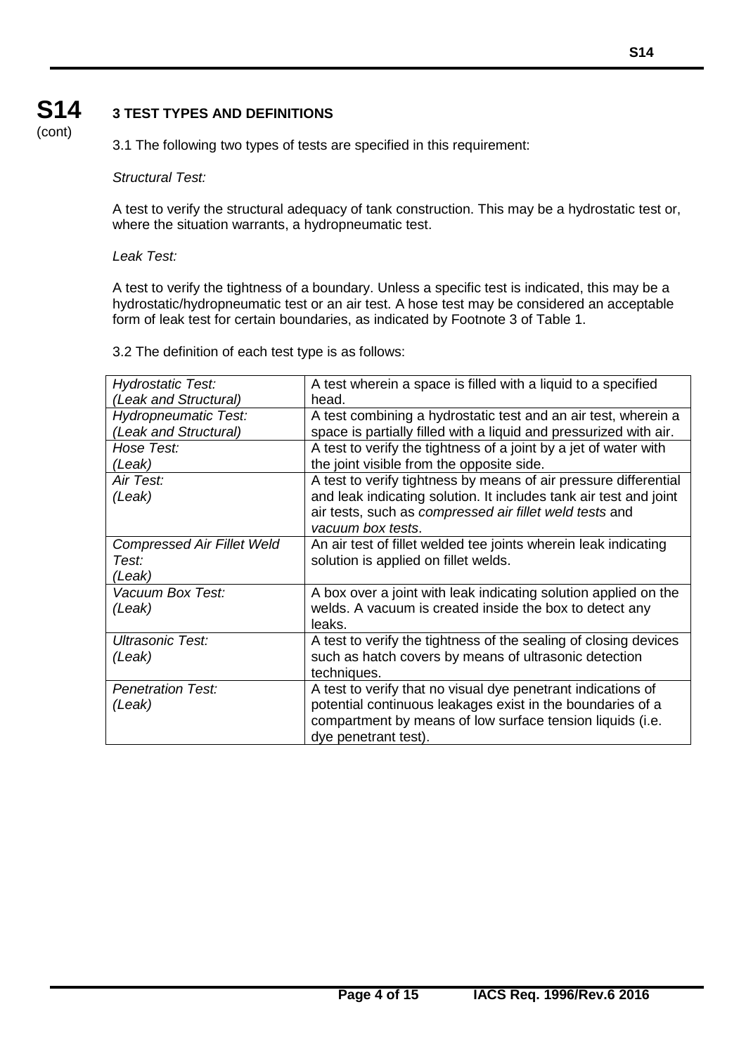## 3 TEST TYPES AND DEFINITIONS

3.1 The following two types of tests are specified in this requirement:

*Structural Test:*

A test to verify the structural adequacy of tank construction. This may be a hydrostatic test or, where the situation warrants, a hydropneumatic test.

*Leak Test:*

A test to verify the tightness of a boundary. Unless a specific test is indicated, this may be a hydrostatic/hydropneumatic test or an air test. A hose test may be considered an acceptable form of leak test for certain boundaries, as indicated by Footnote 3 of Table 1.

3.2 The definition of each test type is as follows:

| | |
|---|---|
| *Hydrostatic Test: (Leak and Structural)* | A test wherein a space is filled with a liquid to a specified head. |
| *Hydropneumatic Test: (Leak and Structural)* | A test combining a hydrostatic test and an air test, wherein a space is partially filled with a liquid and pressurized with air. |
| *Hose Test: (Leak)* | A test to verify the tightness of a joint by a jet of water with the joint visible from the opposite side. |
| *Air Test: (Leak)* | A test to verify tightness by means of air pressure differential and leak indicating solution. It includes tank air test and joint air tests, such as *compressed air fillet weld tests* and *vacuum box tests*. |
| *Compressed Air Fillet Weld Test: (Leak)* | An air test of fillet welded tee joints wherein leak indicating solution is applied on fillet welds. |
| *Vacuum Box Test: (Leak)* | A box over a joint with leak indicating solution applied on the welds. A vacuum is created inside the box to detect any leaks. |
| *Ultrasonic Test: (Leak)* | A test to verify the tightness of the sealing of closing devices such as hatch covers by means of ultrasonic detection techniques. |
| *Penetration Test: (Leak)* | A test to verify that no visual dye penetrant indications of potential continuous leakages exist in the boundaries of a compartment by means of low surface tension liquids (i.e. dye penetrant test). |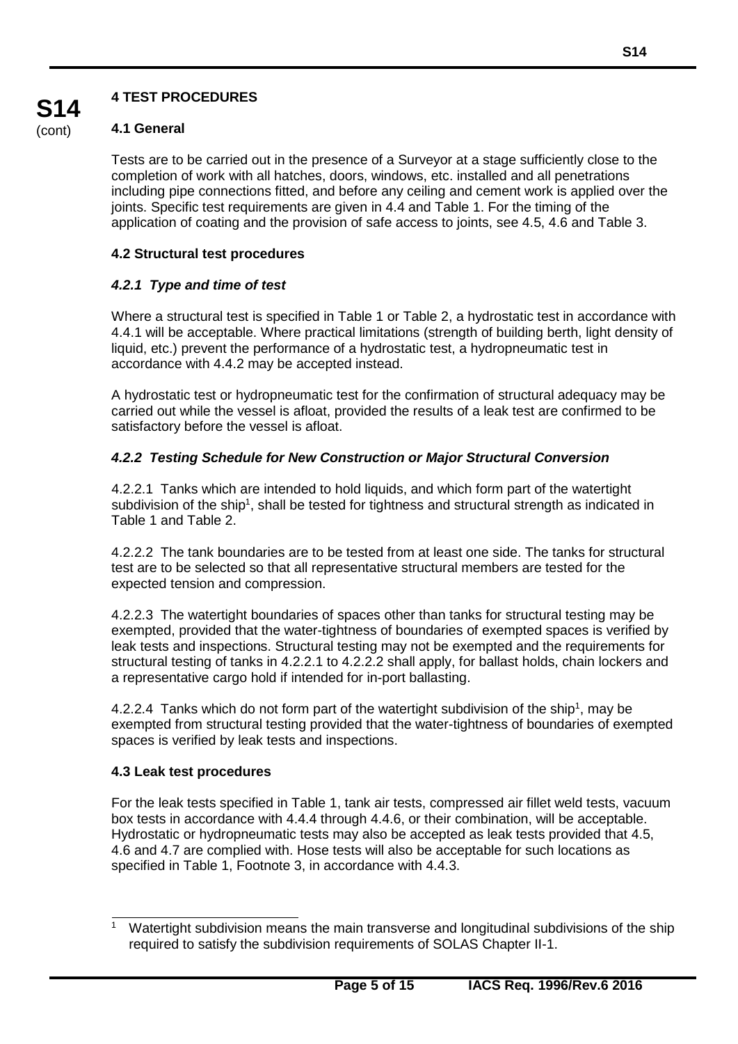## 4 TEST PROCEDURES

### 4.1 General

Tests are to be carried out in the presence of a Surveyor at a stage sufficiently close to the completion of work with all hatches, doors, windows, etc. installed and all penetrations including pipe connections fitted, and before any ceiling and cement work is applied over the joints. Specific test requirements are given in 4.4 and Table 1. For the timing of the application of coating and the provision of safe access to joints, see 4.5, 4.6 and Table 3.

### 4.2 Structural test procedures

#### *4.2.1 Type and time of test*

Where a structural test is specified in Table 1 or Table 2, a hydrostatic test in accordance with 4.4.1 will be acceptable. Where practical limitations (strength of building berth, light density of liquid, etc.) prevent the performance of a hydrostatic test, a hydropneumatic test in accordance with 4.4.2 may be accepted instead.

A hydrostatic test or hydropneumatic test for the confirmation of structural adequacy may be carried out while the vessel is afloat, provided the results of a leak test are confirmed to be satisfactory before the vessel is afloat.

#### *4.2.2 Testing Schedule for New Construction or Major Structural Conversion*

4.2.2.1 Tanks which are intended to hold liquids, and which form part of the watertight subdivision of the ship[1], shall be tested for tightness and structural strength as indicated in Table 1 and Table 2.

4.2.2.2 The tank boundaries are to be tested from at least one side. The tanks for structural test are to be selected so that all representative structural members are tested for the expected tension and compression.

4.2.2.3 The watertight boundaries of spaces other than tanks for structural testing may be exempted, provided that the water-tightness of boundaries of exempted spaces is verified by leak tests and inspections. Structural testing may not be exempted and the requirements for structural testing of tanks in 4.2.2.1 to 4.2.2.2 shall apply, for ballast holds, chain lockers and a representative cargo hold if intended for in-port ballasting.

4.2.2.4 Tanks which do not form part of the watertight subdivision of the ship[1], may be exempted from structural testing provided that the water-tightness of boundaries of exempted spaces is verified by leak tests and inspections.

### 4.3 Leak test procedures

For the leak tests specified in Table 1, tank air tests, compressed air fillet weld tests, vacuum box tests in accordance with 4.4.4 through 4.4.6, or their combination, will be acceptable. Hydrostatic or hydropneumatic tests may also be accepted as leak tests provided that 4.5, 4.6 and 4.7 are complied with. Hose tests will also be acceptable for such locations as specified in Table 1, Footnote 3, in accordance with 4.4.3.

---

[1] Watertight subdivision means the main transverse and longitudinal subdivisions of the ship required to satisfy the subdivision requirements of SOLAS Chapter II-1.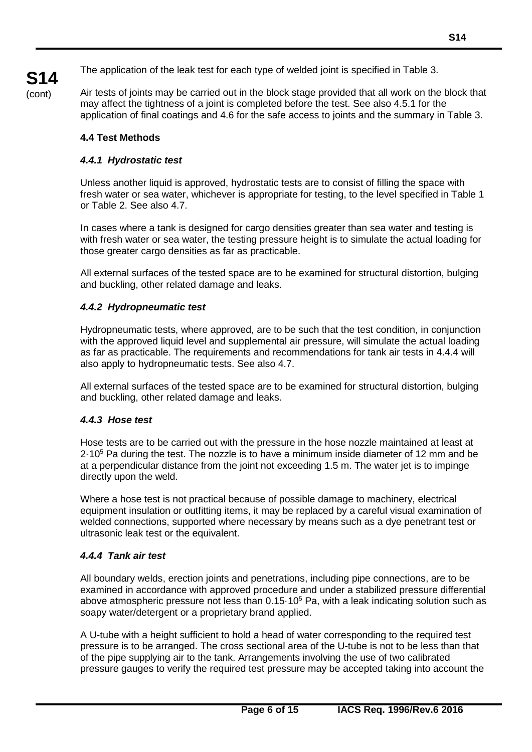The application of the leak test for each type of welded joint is specified in Table 3.

Air tests of joints may be carried out in the block stage provided that all work on the block that may affect the tightness of a joint is completed before the test. See also 4.5.1 for the application of final coatings and 4.6 for the safe access to joints and the summary in Table 3.

## 4.4 Test Methods

### *4.4.1 Hydrostatic test*

Unless another liquid is approved, hydrostatic tests are to consist of filling the space with fresh water or sea water, whichever is appropriate for testing, to the level specified in Table 1 or Table 2. See also 4.7.

In cases where a tank is designed for cargo densities greater than sea water and testing is with fresh water or sea water, the testing pressure height is to simulate the actual loading for those greater cargo densities as far as practicable.

All external surfaces of the tested space are to be examined for structural distortion, bulging and buckling, other related damage and leaks.

### *4.4.2 Hydropneumatic test*

Hydropneumatic tests, where approved, are to be such that the test condition, in conjunction with the approved liquid level and supplemental air pressure, will simulate the actual loading as far as practicable. The requirements and recommendations for tank air tests in 4.4.4 will also apply to hydropneumatic tests. See also 4.7.

All external surfaces of the tested space are to be examined for structural distortion, bulging and buckling, other related damage and leaks.

### *4.4.3 Hose test*

Hose tests are to be carried out with the pressure in the hose nozzle maintained at least at $2 \cdot 10^5$ Pa during the test. The nozzle is to have a minimum inside diameter of 12 mm and be at a perpendicular distance from the joint not exceeding 1.5 m. The water jet is to impinge directly upon the weld.

Where a hose test is not practical because of possible damage to machinery, electrical equipment insulation or outfitting items, it may be replaced by a careful visual examination of welded connections, supported where necessary by means such as a dye penetrant test or ultrasonic leak test or the equivalent.

### *4.4.4 Tank air test*

All boundary welds, erection joints and penetrations, including pipe connections, are to be examined in accordance with approved procedure and under a stabilized pressure differential above atmospheric pressure not less than $0.15 \cdot 10^5$ Pa, with a leak indicating solution such as soapy water/detergent or a proprietary brand applied.

A U-tube with a height sufficient to hold a head of water corresponding to the required test pressure is to be arranged. The cross sectional area of the U-tube is not to be less than that of the pipe supplying air to the tank. Arrangements involving the use of two calibrated pressure gauges to verify the required test pressure may be accepted taking into account the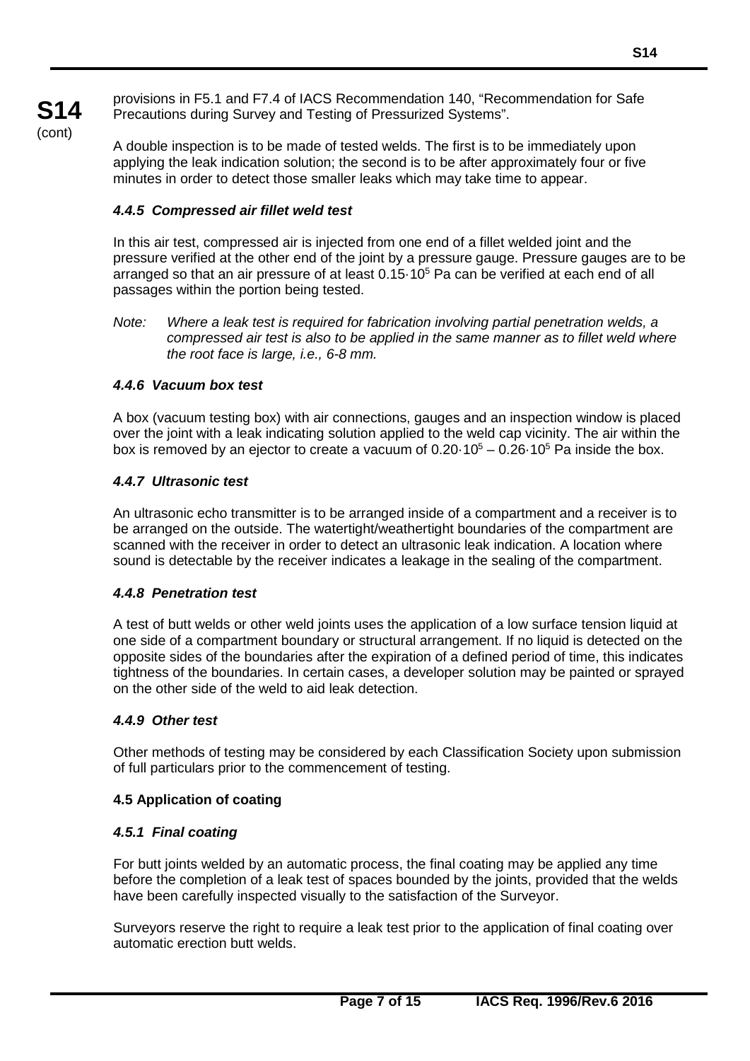provisions in F5.1 and F7.4 of IACS Recommendation 140, "Recommendation for Safe Precautions during Survey and Testing of Pressurized Systems".

A double inspection is to be made of tested welds. The first is to be immediately upon applying the leak indication solution; the second is to be after approximately four or five minutes in order to detect those smaller leaks which may take time to appear.

#### *4.4.5 Compressed air fillet weld test*

In this air test, compressed air is injected from one end of a fillet welded joint and the pressure verified at the other end of the joint by a pressure gauge. Pressure gauges are to be arranged so that an air pressure of at least $0.15 \cdot 10^5$ Pa can be verified at each end of all passages within the portion being tested.

*Note: Where a leak test is required for fabrication involving partial penetration welds, a compressed air test is also to be applied in the same manner as to fillet weld where the root face is large, i.e., 6-8 mm.*

#### *4.4.6 Vacuum box test*

A box (vacuum testing box) with air connections, gauges and an inspection window is placed over the joint with a leak indicating solution applied to the weld cap vicinity. The air within the box is removed by an ejector to create a vacuum of $0.20 \cdot 10^5 – 0.26 \cdot 10^5$ Pa inside the box.

#### *4.4.7 Ultrasonic test*

An ultrasonic echo transmitter is to be arranged inside of a compartment and a receiver is to be arranged on the outside. The watertight/weathertight boundaries of the compartment are scanned with the receiver in order to detect an ultrasonic leak indication. A location where sound is detectable by the receiver indicates a leakage in the sealing of the compartment.

#### *4.4.8 Penetration test*

A test of butt welds or other weld joints uses the application of a low surface tension liquid at one side of a compartment boundary or structural arrangement. If no liquid is detected on the opposite sides of the boundaries after the expiration of a defined period of time, this indicates tightness of the boundaries. In certain cases, a developer solution may be painted or sprayed on the other side of the weld to aid leak detection.

#### *4.4.9 Other test*

Other methods of testing may be considered by each Classification Society upon submission of full particulars prior to the commencement of testing.

### 4.5 Application of coating

#### *4.5.1 Final coating*

For butt joints welded by an automatic process, the final coating may be applied any time before the completion of a leak test of spaces bounded by the joints, provided that the welds have been carefully inspected visually to the satisfaction of the Surveyor.

Surveyors reserve the right to require a leak test prior to the application of final coating over automatic erection butt welds.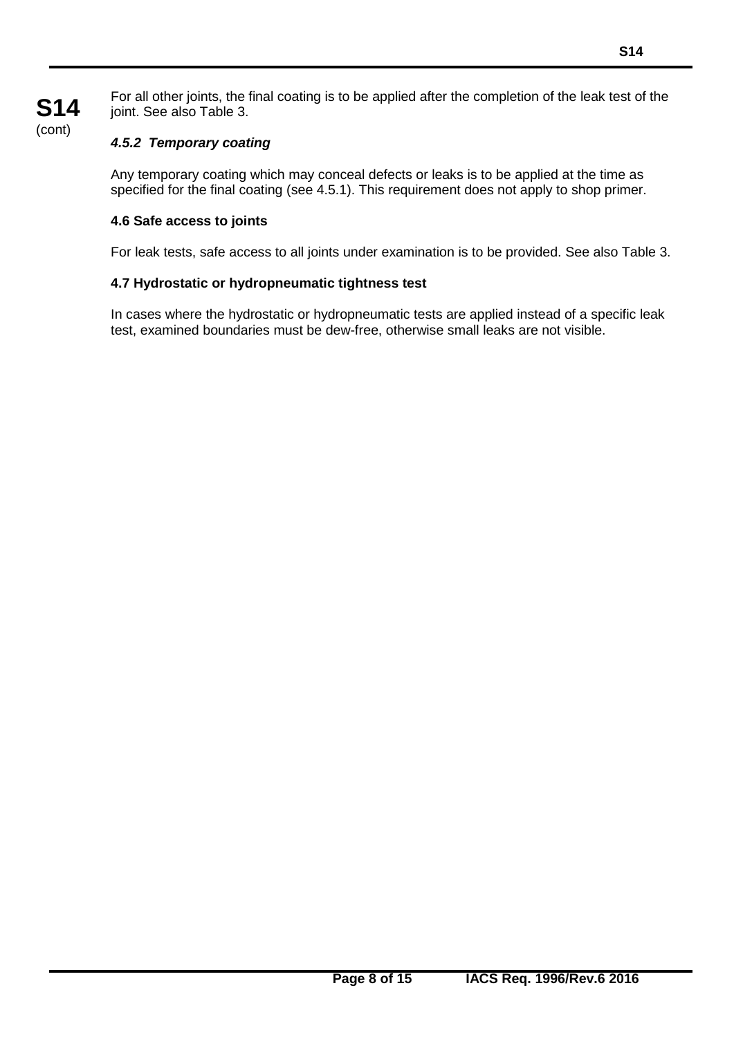For all other joints, the final coating is to be applied after the completion of the leak test of the joint. See also Table 3.

#### *4.5.2 Temporary coating*

Any temporary coating which may conceal defects or leaks is to be applied at the time as specified for the final coating (see 4.5.1). This requirement does not apply to shop primer.

### 4.6 Safe access to joints

For leak tests, safe access to all joints under examination is to be provided. See also Table 3.

### 4.7 Hydrostatic or hydropneumatic tightness test

In cases where the hydrostatic or hydropneumatic tests are applied instead of a specific leak test, examined boundaries must be dew-free, otherwise small leaks are not visible.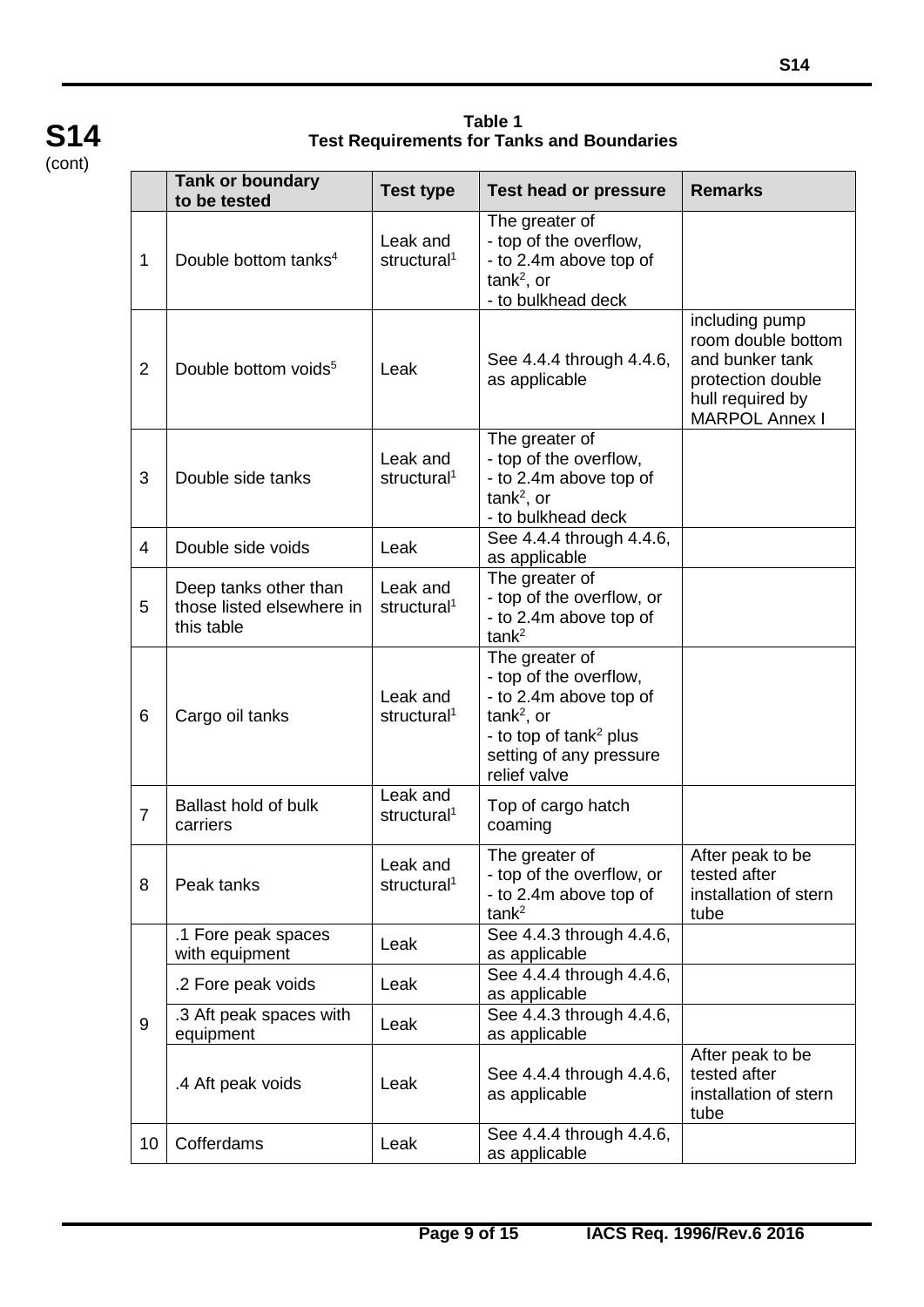S14 (cont)

**Table 1**
**Test Requirements for Tanks and Boundaries**

| | Tank or boundary to be tested | Test type | Test head or pressure | Remarks |
|---|---|---|---|---|
| 1 | Double bottom tanks[4] | Leak and structural[1] | The greater of<br>- top of the overflow,<br>- to 2.4m above top of tank[2], or<br>- to bulkhead deck | |
| 2 | Double bottom voids[5] | Leak | See 4.4.4 through 4.4.6, as applicable | including pump room double bottom and bunker tank protection double hull required by MARPOL Annex I |
| 3 | Double side tanks | Leak and structural[1] | The greater of<br>- top of the overflow,<br>- to 2.4m above top of tank[2], or<br>- to bulkhead deck | |
| 4 | Double side voids | Leak | See 4.4.4 through 4.4.6, as applicable | |
| 5 | Deep tanks other than those listed elsewhere in this table | Leak and structural[1] | The greater of<br>- top of the overflow, or<br>- to 2.4m above top of tank[2] | |
| 6 | Cargo oil tanks | Leak and structural[1] | The greater of<br>- top of the overflow,<br>- to 2.4m above top of tank[2], or<br>- to top of tank[2] plus setting of any pressure relief valve | |
| 7 | Ballast hold of bulk carriers | Leak and structural[1] | Top of cargo hatch coaming | |
| 8 | Peak tanks | Leak and structural[1] | The greater of<br>- top of the overflow, or<br>- to 2.4m above top of tank[2] | After peak to be tested after installation of stern tube |
| 9 | .1 Fore peak spaces with equipment | Leak | See 4.4.3 through 4.4.6, as applicable | |
| | .2 Fore peak voids | Leak | See 4.4.4 through 4.4.6, as applicable | |
| | .3 Aft peak spaces with equipment | Leak | See 4.4.3 through 4.4.6, as applicable | |
| | .4 Aft peak voids | Leak | See 4.4.4 through 4.4.6, as applicable | After peak to be tested after installation of stern tube |
| 10 | Cofferdams | Leak | See 4.4.4 through 4.4.6, as applicable | |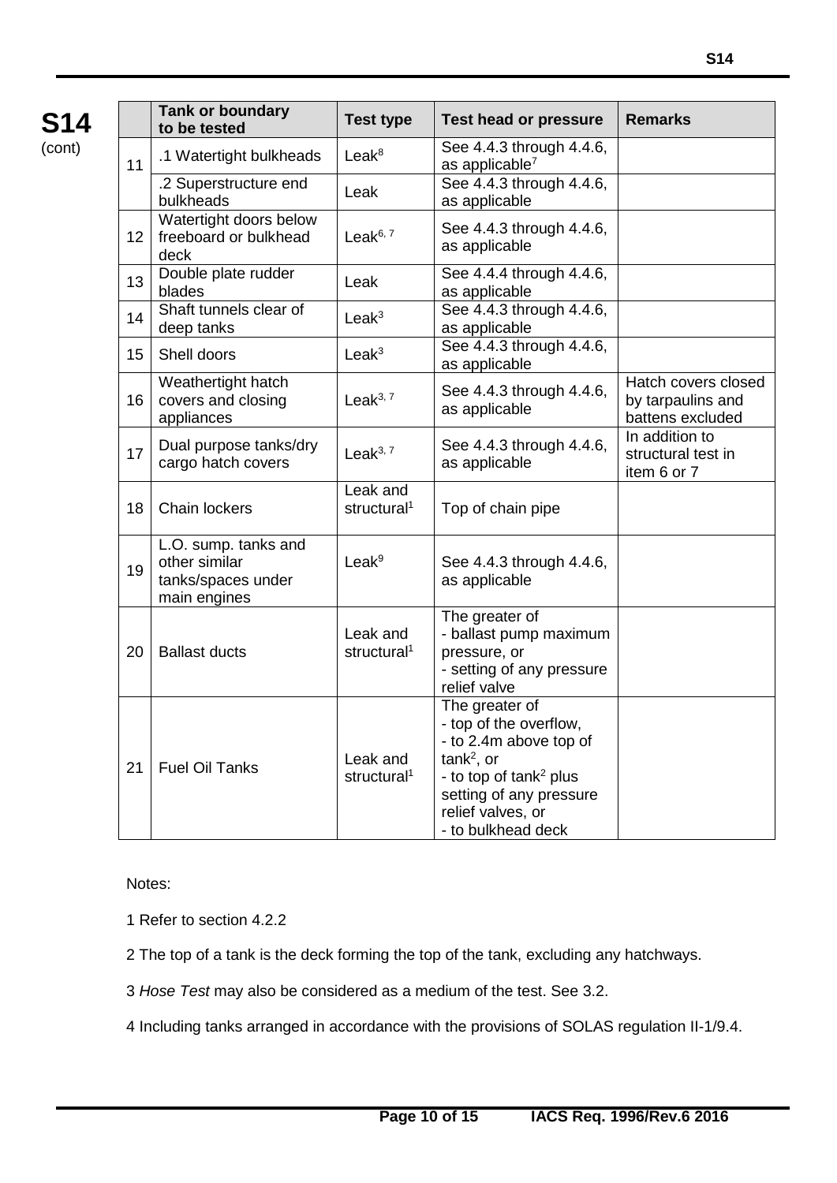**S14** (cont)

| | Tank or boundary to be tested | Test type | Test head or pressure | Remarks |
|---|---|---|---|---|
| 11 | .1 Watertight bulkheads | Leak[8] | See 4.4.3 through 4.4.6, as applicable[7] | |
| | .2 Superstructure end bulkheads | Leak | See 4.4.3 through 4.4.6, as applicable | |
| 12 | Watertight doors below freeboard or bulkhead deck | Leak[6, 7] | See 4.4.3 through 4.4.6, as applicable | |
| 13 | Double plate rudder blades | Leak | See 4.4.4 through 4.4.6, as applicable | |
| 14 | Shaft tunnels clear of deep tanks | Leak[3] | See 4.4.3 through 4.4.6, as applicable | |
| 15 | Shell doors | Leak[3] | See 4.4.3 through 4.4.6, as applicable | |
| 16 | Weathertight hatch covers and closing appliances | Leak[3, 7] | See 4.4.3 through 4.4.6, as applicable | Hatch covers closed by tarpaulins and battens excluded |
| 17 | Dual purpose tanks/dry cargo hatch covers | Leak[3, 7] | See 4.4.3 through 4.4.6, as applicable | In addition to structural test in item 6 or 7 |
| 18 | Chain lockers | Leak and structural[1] | Top of chain pipe | |
| 19 | L.O. sump. tanks and other similar tanks/spaces under main engines | Leak[9] | See 4.4.3 through 4.4.6, as applicable | |
| 20 | Ballast ducts | Leak and structural[1] | The greater of<br>- ballast pump maximum pressure, or<br>- setting of any pressure relief valve | |
| 21 | Fuel Oil Tanks | Leak and structural[1] | The greater of<br>- top of the overflow,<br>- to 2.4m above top of tank[2], or<br>- to top of tank[2] plus setting of any pressure relief valves, or<br>- to bulkhead deck | |

Notes:

1 Refer to section 4.2.2

2 The top of a tank is the deck forming the top of the tank, excluding any hatchways.

3 *Hose Test* may also be considered as a medium of the test. See 3.2.

4 Including tanks arranged in accordance with the provisions of SOLAS regulation II-1/9.4.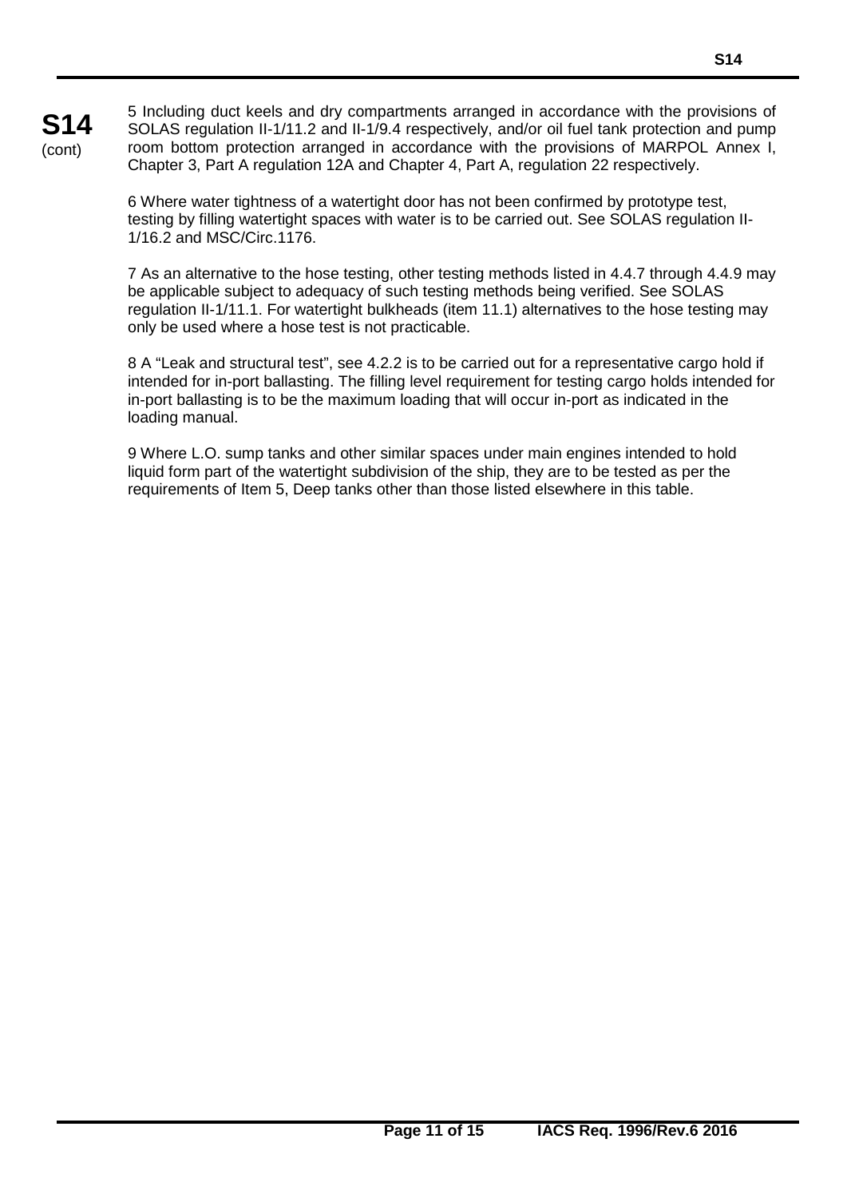5 Including duct keels and dry compartments arranged in accordance with the provisions of SOLAS regulation II-1/11.2 and II-1/9.4 respectively, and/or oil fuel tank protection and pump room bottom protection arranged in accordance with the provisions of MARPOL Annex I, Chapter 3, Part A regulation 12A and Chapter 4, Part A, regulation 22 respectively.

6 Where water tightness of a watertight door has not been confirmed by prototype test, testing by filling watertight spaces with water is to be carried out. See SOLAS regulation II-1/16.2 and MSC/Circ.1176.

7 As an alternative to the hose testing, other testing methods listed in 4.4.7 through 4.4.9 may be applicable subject to adequacy of such testing methods being verified. See SOLAS regulation II-1/11.1. For watertight bulkheads (item 11.1) alternatives to the hose testing may only be used where a hose test is not practicable.

8 A "Leak and structural test", see 4.2.2 is to be carried out for a representative cargo hold if intended for in-port ballasting. The filling level requirement for testing cargo holds intended for in-port ballasting is to be the maximum loading that will occur in-port as indicated in the loading manual.

9 Where L.O. sump tanks and other similar spaces under main engines intended to hold liquid form part of the watertight subdivision of the ship, they are to be tested as per the requirements of Item 5, Deep tanks other than those listed elsewhere in this table.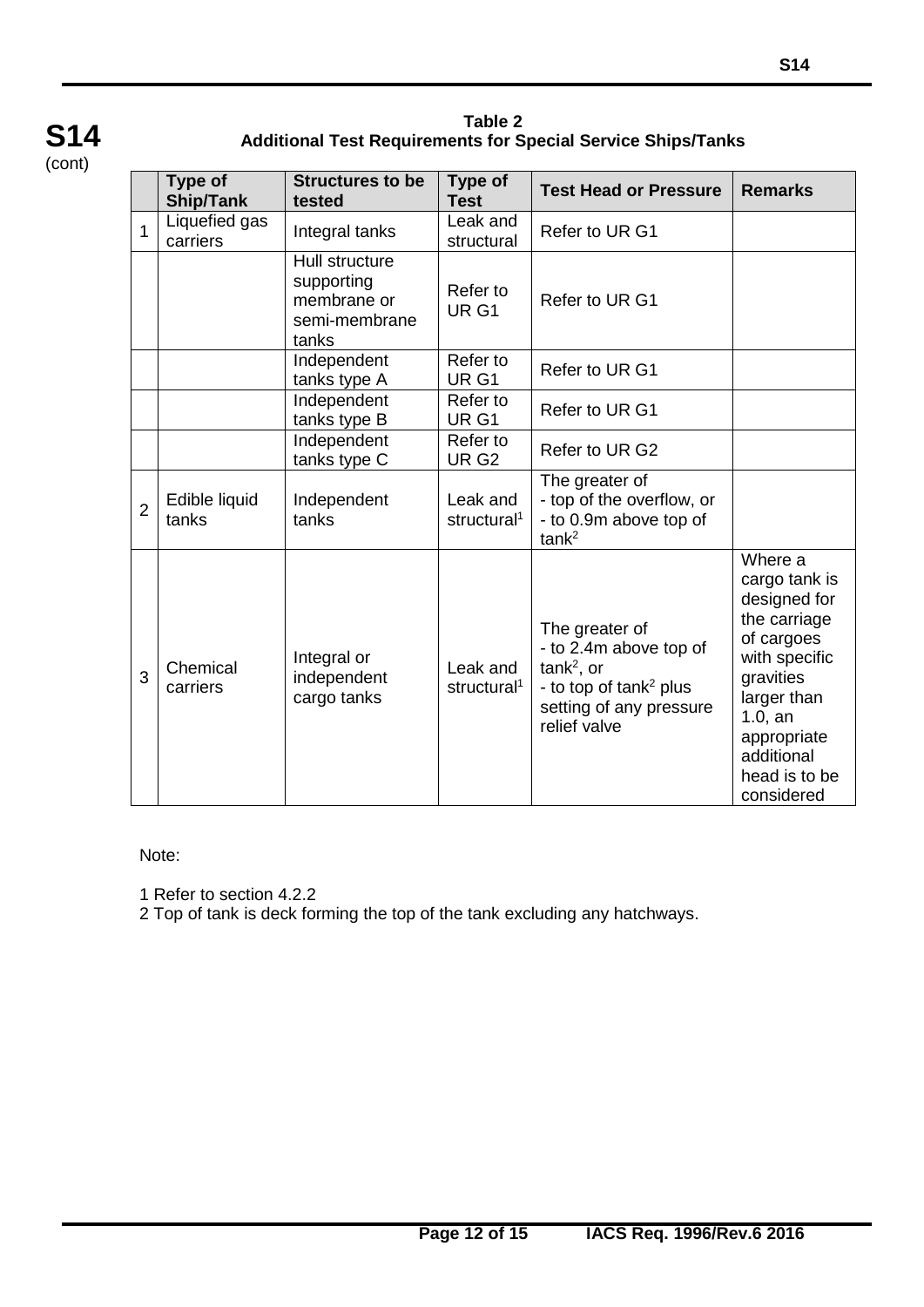**Table 2**
**Additional Test Requirements for Special Service Ships/Tanks**

| | Type of Ship/Tank | Structures to be tested | Type of Test | Test Head or Pressure | Remarks |
|---|---|---|---|---|---|
| 1 | Liquefied gas carriers | Integral tanks | Leak and structural | Refer to UR G1 | |
| | | Hull structure supporting membrane or semi-membrane tanks | Refer to UR G1 | Refer to UR G1 | |
| | | Independent tanks type A | Refer to UR G1 | Refer to UR G1 | |
| | | Independent tanks type B | Refer to UR G1 | Refer to UR G1 | |
| | | Independent tanks type C | Refer to UR G2 | Refer to UR G2 | |
| 2 | Edible liquid tanks | Independent tanks | Leak and structural[1] | The greater of<br>- top of the overflow, or<br>- to 0.9m above top of tank[2] | |
| 3 | Chemical carriers | Integral or independent cargo tanks | Leak and structural[1] | The greater of<br>- to 2.4m above top of tank[2], or<br>- to top of tank[2] plus setting of any pressure relief valve | Where a cargo tank is designed for the carriage of cargoes with specific gravities larger than 1.0, an appropriate additional head is to be considered |

Note:

1 Refer to section 4.2.2
2 Top of tank is deck forming the top of the tank excluding any hatchways.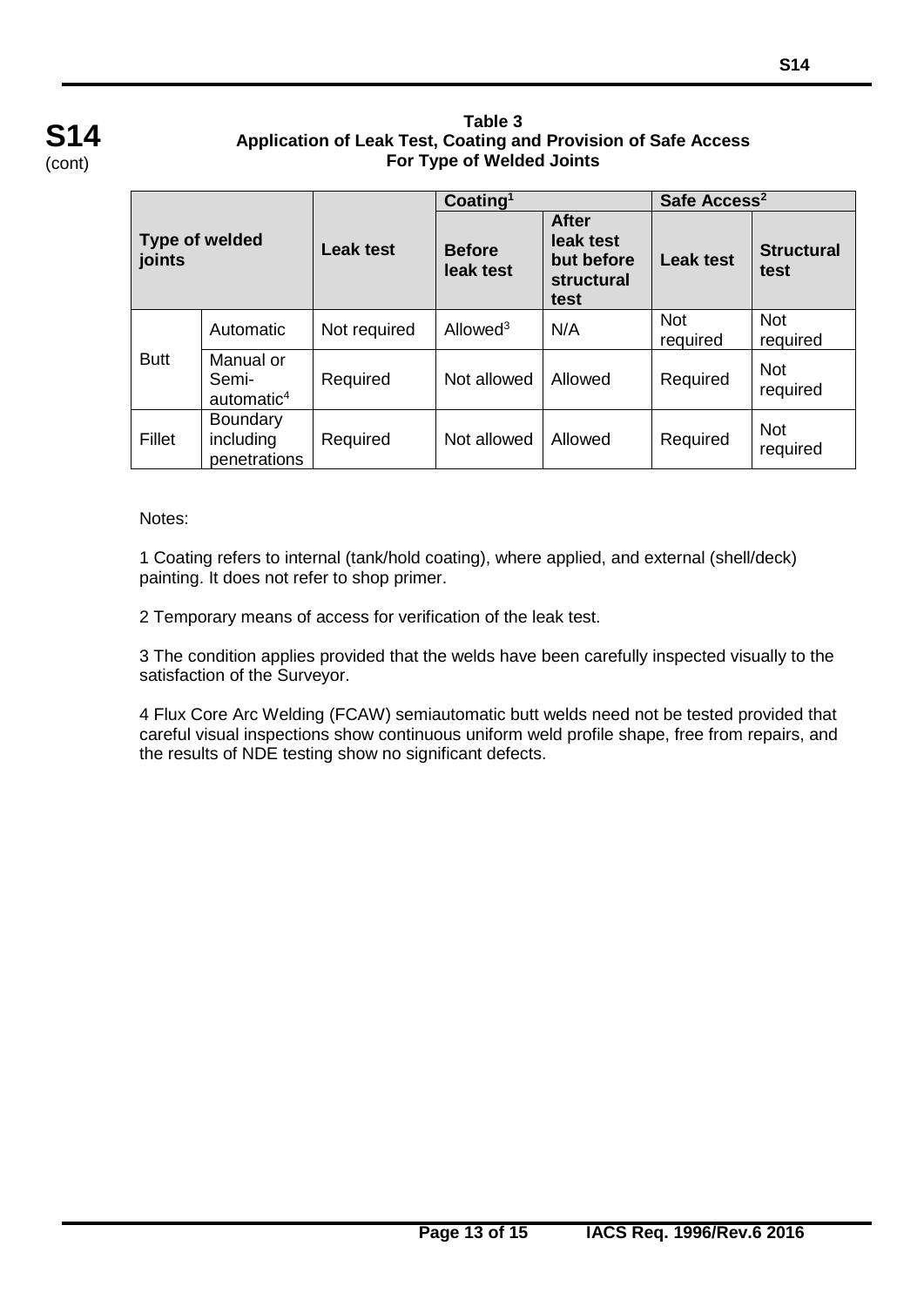**Table 3**
**Application of Leak Test, Coating and Provision of Safe Access For Type of Welded Joints**

| Type of welded joints | | Leak test | Coating[1] | | Safe Access[2] | |
|---|---|---|---|---|---|---|
| | | | Before leak test | After leak test but before structural test | Leak test | Structural test |
| Butt | Automatic | Not required | Allowed[3] | N/A | Not required | Not required |
| Butt | Manual or Semi-automatic[4] | Required | Not allowed | Allowed | Required | Not required |
| Fillet | Boundary including penetrations | Required | Not allowed | Allowed | Required | Not required |

Notes:

1 Coating refers to internal (tank/hold coating), where applied, and external (shell/deck) painting. It does not refer to shop primer.

2 Temporary means of access for verification of the leak test.

3 The condition applies provided that the welds have been carefully inspected visually to the satisfaction of the Surveyor.

4 Flux Core Arc Welding (FCAW) semiautomatic butt welds need not be tested provided that careful visual inspections show continuous uniform weld profile shape, free from repairs, and the results of NDE testing show no significant defects.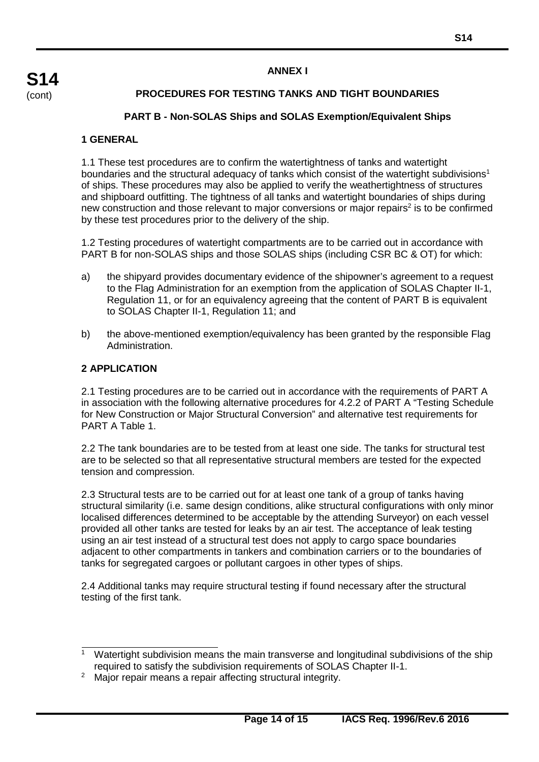## ANNEX I

## PROCEDURES FOR TESTING TANKS AND TIGHT BOUNDARIES

### PART B - Non-SOLAS Ships and SOLAS Exemption/Equivalent Ships

#### 1 GENERAL

1.1 These test procedures are to confirm the watertightness of tanks and watertight boundaries and the structural adequacy of tanks which consist of the watertight subdivisions[1] of ships. These procedures may also be applied to verify the weathertightness of structures and shipboard outfitting. The tightness of all tanks and watertight boundaries of ships during new construction and those relevant to major conversions or major repairs[2] is to be confirmed by these test procedures prior to the delivery of the ship.

1.2 Testing procedures of watertight compartments are to be carried out in accordance with PART B for non-SOLAS ships and those SOLAS ships (including CSR BC & OT) for which:

a) the shipyard provides documentary evidence of the shipowner's agreement to a request to the Flag Administration for an exemption from the application of SOLAS Chapter II-1, Regulation 11, or for an equivalency agreeing that the content of PART B is equivalent to SOLAS Chapter II-1, Regulation 11; and

b) the above-mentioned exemption/equivalency has been granted by the responsible Flag Administration.

#### 2 APPLICATION

2.1 Testing procedures are to be carried out in accordance with the requirements of PART A in association with the following alternative procedures for 4.2.2 of PART A "Testing Schedule for New Construction or Major Structural Conversion" and alternative test requirements for PART A Table 1.

2.2 The tank boundaries are to be tested from at least one side. The tanks for structural test are to be selected so that all representative structural members are tested for the expected tension and compression.

2.3 Structural tests are to be carried out for at least one tank of a group of tanks having structural similarity (i.e. same design conditions, alike structural configurations with only minor localised differences determined to be acceptable by the attending Surveyor) on each vessel provided all other tanks are tested for leaks by an air test. The acceptance of leak testing using an air test instead of a structural test does not apply to cargo space boundaries adjacent to other compartments in tankers and combination carriers or to the boundaries of tanks for segregated cargoes or pollutant cargoes in other types of ships.

2.4 Additional tanks may require structural testing if found necessary after the structural testing of the first tank.

---

[1] Watertight subdivision means the main transverse and longitudinal subdivisions of the ship required to satisfy the subdivision requirements of SOLAS Chapter II-1.

[2] Major repair means a repair affecting structural integrity.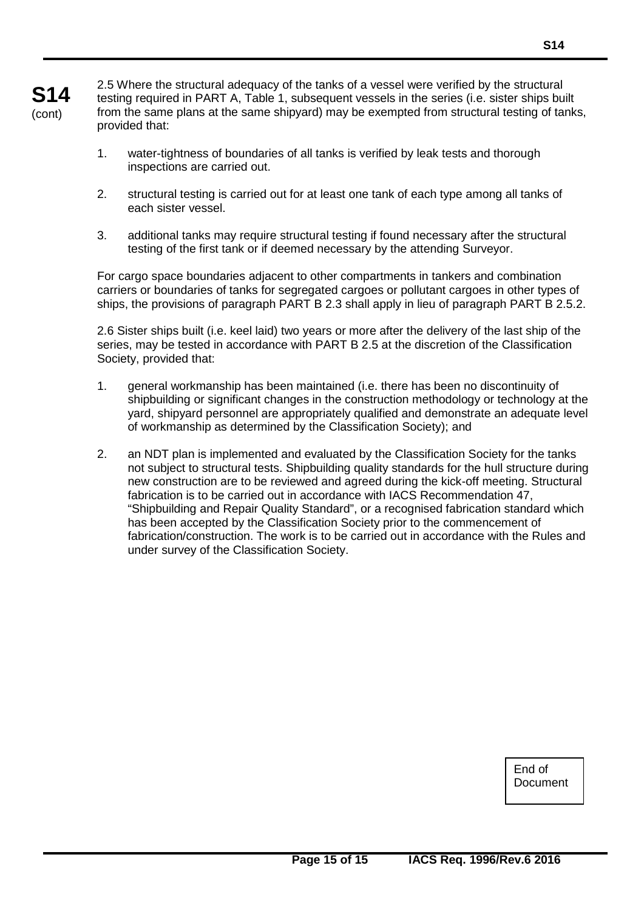2.5 Where the structural adequacy of the tanks of a vessel were verified by the structural testing required in PART A, Table 1, subsequent vessels in the series (i.e. sister ships built from the same plans at the same shipyard) may be exempted from structural testing of tanks, provided that:

1. water-tightness of boundaries of all tanks is verified by leak tests and thorough inspections are carried out.
2. structural testing is carried out for at least one tank of each type among all tanks of each sister vessel.
3. additional tanks may require structural testing if found necessary after the structural testing of the first tank or if deemed necessary by the attending Surveyor.

For cargo space boundaries adjacent to other compartments in tankers and combination carriers or boundaries of tanks for segregated cargoes or pollutant cargoes in other types of ships, the provisions of paragraph PART B 2.3 shall apply in lieu of paragraph PART B 2.5.2.

2.6 Sister ships built (i.e. keel laid) two years or more after the delivery of the last ship of the series, may be tested in accordance with PART B 2.5 at the discretion of the Classification Society, provided that:

1. general workmanship has been maintained (i.e. there has been no discontinuity of shipbuilding or significant changes in the construction methodology or technology at the yard, shipyard personnel are appropriately qualified and demonstrate an adequate level of workmanship as determined by the Classification Society); and
2. an NDT plan is implemented and evaluated by the Classification Society for the tanks not subject to structural tests. Shipbuilding quality standards for the hull structure during new construction are to be reviewed and agreed during the kick-off meeting. Structural fabrication is to be carried out in accordance with IACS Recommendation 47, "Shipbuilding and Repair Quality Standard", or a recognised fabrication standard which has been accepted by the Classification Society prior to the commencement of fabrication/construction. The work is to be carried out in accordance with the Rules and under survey of the Classification Society.

End of Document